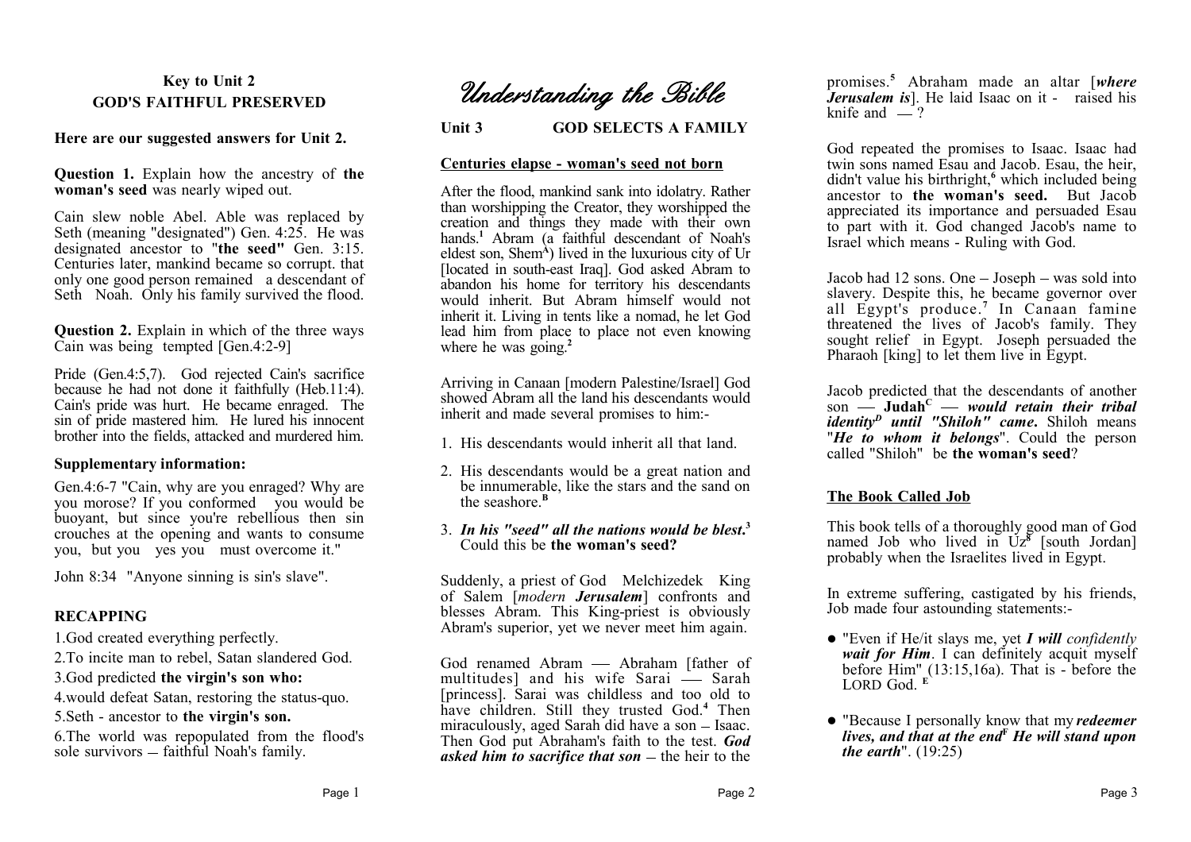## Key to Unit 2
## GOD'S FAITHFUL PRESERVED

**Here are our suggested answers for Unit 2.**

**Question 1.** Explain how the ancestry of **the woman's seed** was nearly wiped out.

Cain slew noble Abel. Able was replaced by Seth (meaning "designated") Gen. 4:25. He was designated ancestor to "**the seed"** Gen. 3:15. Centuries later, mankind became so corrupt. that only one good person remained a descendant of Seth Noah. Only his family survived the flood.

**Question 2.** Explain in which of the three ways Cain was being tempted [Gen.4:2-9]

Pride (Gen.4:5,7). God rejected Cain's sacrifice because he had not done it faithfully (Heb.11:4). Cain's pride was hurt. He became enraged. The sin of pride mastered him. He lured his innocent brother into the fields, attacked and murdered him.

### Supplementary information:

Gen.4:6-7 "Cain, why are you enraged? Why are you morose? If you conformed you would be buoyant, but since you're rebellious then sin crouches at the opening and wants to consume you, but you yes you must overcome it."

John 8:34 "Anyone sinning is sin's slave".

### RECAPPING

1. God created everything perfectly.
2. To incite man to rebel, Satan slandered God.
3. God predicted **the virgin's son who:**
4. would defeat Satan, restoring the status-quo.
5. Seth - ancestor to **the virgin's son.**
6. The world was repopulated from the flood's sole survivors – faithful Noah's family.

# *Understanding the Bible*

## Unit 3 GOD SELECTS A FAMILY

### Centuries elapse - woman's seed not born

After the flood, mankind sank into idolatry. Rather than worshipping the Creator, they worshipped the creation and things they made with their own hands.[1] Abram (a faithful descendant of Noah's eldest son, Shem[A]) lived in the luxurious city of Ur [located in south-east Iraq]. God asked Abram to abandon his home for territory his descendants would inherit. But Abram himself would not inherit it. Living in tents like a nomad, he let God lead him from place to place not even knowing where he was going.[2]

Arriving in Canaan [modern Palestine/Israel] God showed Abram all the land his descendants would inherit and made several promises to him:-

1. His descendants would inherit all that land.
2. His descendants would be a great nation and be innumerable, like the stars and the sand on the seashore.[B]
3. ***In his "seed" all the nations would be blest.***[3] Could this be **the woman's seed?**

Suddenly, a priest of God Melchizedek King of Salem [*modern* ***Jerusalem***] confronts and blesses Abram. This King-priest is obviously Abram's superior, yet we never meet him again.

God renamed Abram — Abraham [father of multitudes] and his wife Sarai — Sarah [princess]. Sarai was childless and too old to have children. Still they trusted God.[4] Then miraculously, aged Sarah did have a son – Isaac. Then God put Abraham's faith to the test. ***God asked him to sacrifice that son*** – the heir to the promises.[5] Abraham made an altar [***where Jerusalem is***]. He laid Isaac on it - raised his knife and — ?

God repeated the promises to Isaac. Isaac had twin sons named Esau and Jacob. Esau, the heir, didn't value his birthright,[6] which included being ancestor to **the woman's seed.** But Jacob appreciated its importance and persuaded Esau to part with it. God changed Jacob's name to Israel which means - Ruling with God.

Jacob had 12 sons. One – Joseph – was sold into slavery. Despite this, he became governor over all Egypt's produce.[7] In Canaan famine threatened the lives of Jacob's family. They sought relief in Egypt. Joseph persuaded the Pharaoh [king] to let them live in Egypt.

Jacob predicted that the descendants of another son — **Judah**[C] — ***would retain their tribal identity***[D] ***until "Shiloh" came.*** Shiloh means "***He to whom it belongs***". Could the person called "Shiloh" be **the woman's seed**?

### The Book Called Job

This book tells of a thoroughly good man of God named Job who lived in Uz[8] [south Jordan] probably when the Israelites lived in Egypt.

In extreme suffering, castigated by his friends, Job made four astounding statements:-

- "Even if He/it slays me, yet ***I will*** *confidently* ***wait for Him***. I can definitely acquit myself before Him" (13:15,16a). That is - before the LORD God. [E]
- "Because I personally know that my ***redeemer lives, and that at the end***[F] ***He will stand upon the earth***". (19:25)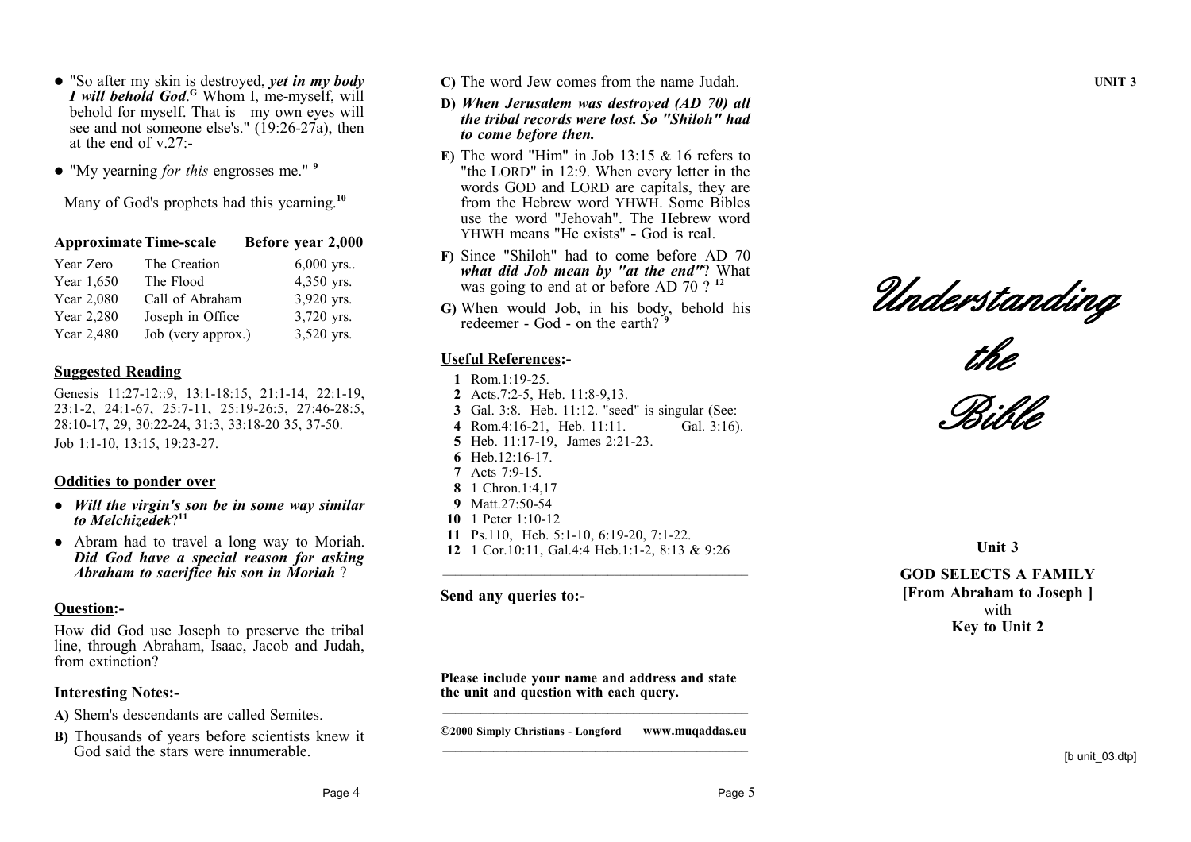- "So after my skin is destroyed, ***yet in my body I will behold God***.[G] Whom I, me-myself, will behold for myself. That is my own eyes will see and not someone else's." (19:26-27a), then at the end of v.27:-
- "My yearning *for this* engrosses me." [9]

Many of God's prophets had this yearning.[10]

| Approximate | Time-scale | Before year 2,000 |
|---|---|---|
| Year Zero | The Creation | 6,000 yrs.. |
| Year 1,650 | The Flood | 4,350 yrs. |
| Year 2,080 | Call of Abraham | 3,920 yrs. |
| Year 2,280 | Joseph in Office | 3,720 yrs. |
| Year 2,480 | Job (very approx.) | 3,520 yrs. |

## Suggested Reading

Genesis 11:27-12::9, 13:1-18:15, 21:1-14, 22:1-19, 23:1-2, 24:1-67, 25:7-11, 25:19-26:5, 27:46-28:5, 28:10-17, 29, 30:22-24, 31:3, 33:18-20 35, 37-50.

Job 1:1-10, 13:15, 19:23-27.

## Oddities to ponder over

- ***Will the virgin's son be in some way similar to Melchizedek***?[11]
- Abram had to travel a long way to Moriah. ***Did God have a special reason for asking Abraham to sacrifice his son in Moriah*** ?

## Question:-

How did God use Joseph to preserve the tribal line, through Abraham, Isaac, Jacob and Judah, from extinction?

## Interesting Notes:-

**A)** Shem's descendants are called Semites.

**B)** Thousands of years before scientists knew it God said the stars were innumerable.

**C)** The word Jew comes from the name Judah.

**D)** ***When Jerusalem was destroyed (AD 70) all the tribal records were lost. So "Shiloh" had to come before then.***

**E)** The word "Him" in Job 13:15 & 16 refers to "the LORD" in 12:9. When every letter in the words GOD and LORD are capitals, they are from the Hebrew word YHWH. Some Bibles use the word "Jehovah". The Hebrew word YHWH means "He exists" **-** God is real.

**F)** Since "Shiloh" had to come before AD 70 ***what did Job mean by "at the end"***? What was going to end at or before AD 70 ? [12]

**G)** When would Job, in his body, behold his redeemer - God - on the earth? [9]

## Useful References:-

1. Rom.1:19-25.
2. Acts.7:2-5, Heb. 11:8-9,13.
3. Gal. 3:8. Heb. 11:12. "seed" is singular (See: Gal. 3:16).
4. Rom.4:16-21, Heb. 11:11.
5. Heb. 11:17-19, James 2:21-23.
6. Heb.12:16-17.
7. Acts 7:9-15.
8. 1 Chron.1:4,17
9. Matt.27:50-54
10. 1 Peter 1:10-12
11. Ps.110, Heb. 5:1-10, 6:19-20, 7:1-22.
12. 1 Cor.10:11, Gal.4:4 Heb.1:1-2, 8:13 & 9:26

**Send any queries to:-**

**Please include your name and address and state the unit and question with each query.**

**©2000 Simply Christians - Longford www.muqaddas.eu**

UNIT 3

# Understanding the Bible

**Unit 3**

**GOD SELECTS A FAMILY**
**[From Abraham to Joseph ]**
with
**Key to Unit 2**

[b unit_03.dtp]